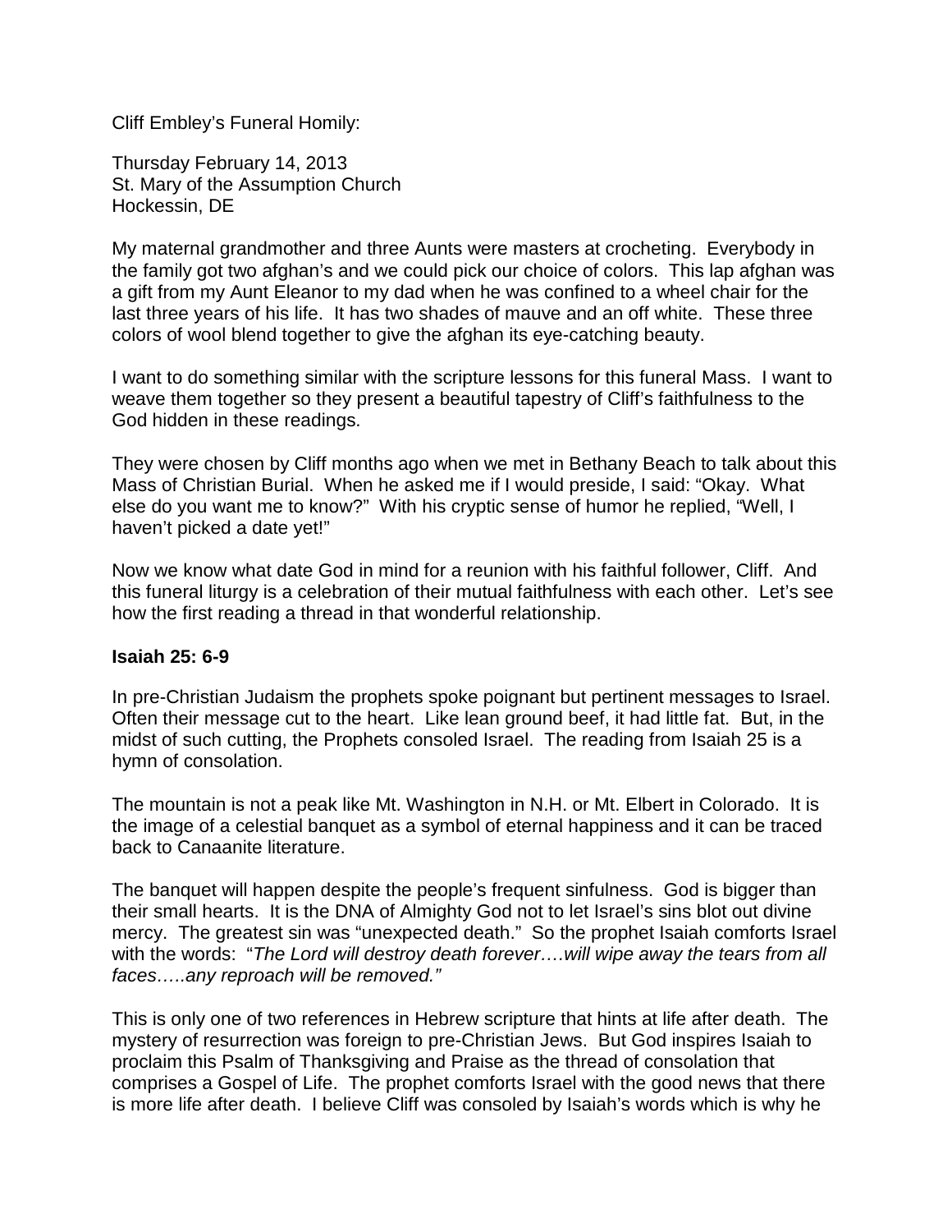Cliff Embley's Funeral Homily:

Thursday February 14, 2013
St. Mary of the Assumption Church
Hockessin, DE

My maternal grandmother and three Aunts were masters at crocheting. Everybody in the family got two afghan's and we could pick our choice of colors. This lap afghan was a gift from my Aunt Eleanor to my dad when he was confined to a wheel chair for the last three years of his life. It has two shades of mauve and an off white. These three colors of wool blend together to give the afghan its eye-catching beauty.

I want to do something similar with the scripture lessons for this funeral Mass. I want to weave them together so they present a beautiful tapestry of Cliff's faithfulness to the God hidden in these readings.

They were chosen by Cliff months ago when we met in Bethany Beach to talk about this Mass of Christian Burial. When he asked me if I would preside, I said: "Okay. What else do you want me to know?" With his cryptic sense of humor he replied, "Well, I haven't picked a date yet!"

Now we know what date God in mind for a reunion with his faithful follower, Cliff. And this funeral liturgy is a celebration of their mutual faithfulness with each other. Let's see how the first reading a thread in that wonderful relationship.

**Isaiah 25: 6-9**

In pre-Christian Judaism the prophets spoke poignant but pertinent messages to Israel. Often their message cut to the heart. Like lean ground beef, it had little fat. But, in the midst of such cutting, the Prophets consoled Israel. The reading from Isaiah 25 is a hymn of consolation.

The mountain is not a peak like Mt. Washington in N.H. or Mt. Elbert in Colorado. It is the image of a celestial banquet as a symbol of eternal happiness and it can be traced back to Canaanite literature.

The banquet will happen despite the people's frequent sinfulness. God is bigger than their small hearts. It is the DNA of Almighty God not to let Israel's sins blot out divine mercy. The greatest sin was "unexpected death." So the prophet Isaiah comforts Israel with the words: "*The Lord will destroy death forever….will wipe away the tears from all faces…..any reproach will be removed."*

This is only one of two references in Hebrew scripture that hints at life after death. The mystery of resurrection was foreign to pre-Christian Jews. But God inspires Isaiah to proclaim this Psalm of Thanksgiving and Praise as the thread of consolation that comprises a Gospel of Life. The prophet comforts Israel with the good news that there is more life after death. I believe Cliff was consoled by Isaiah's words which is why he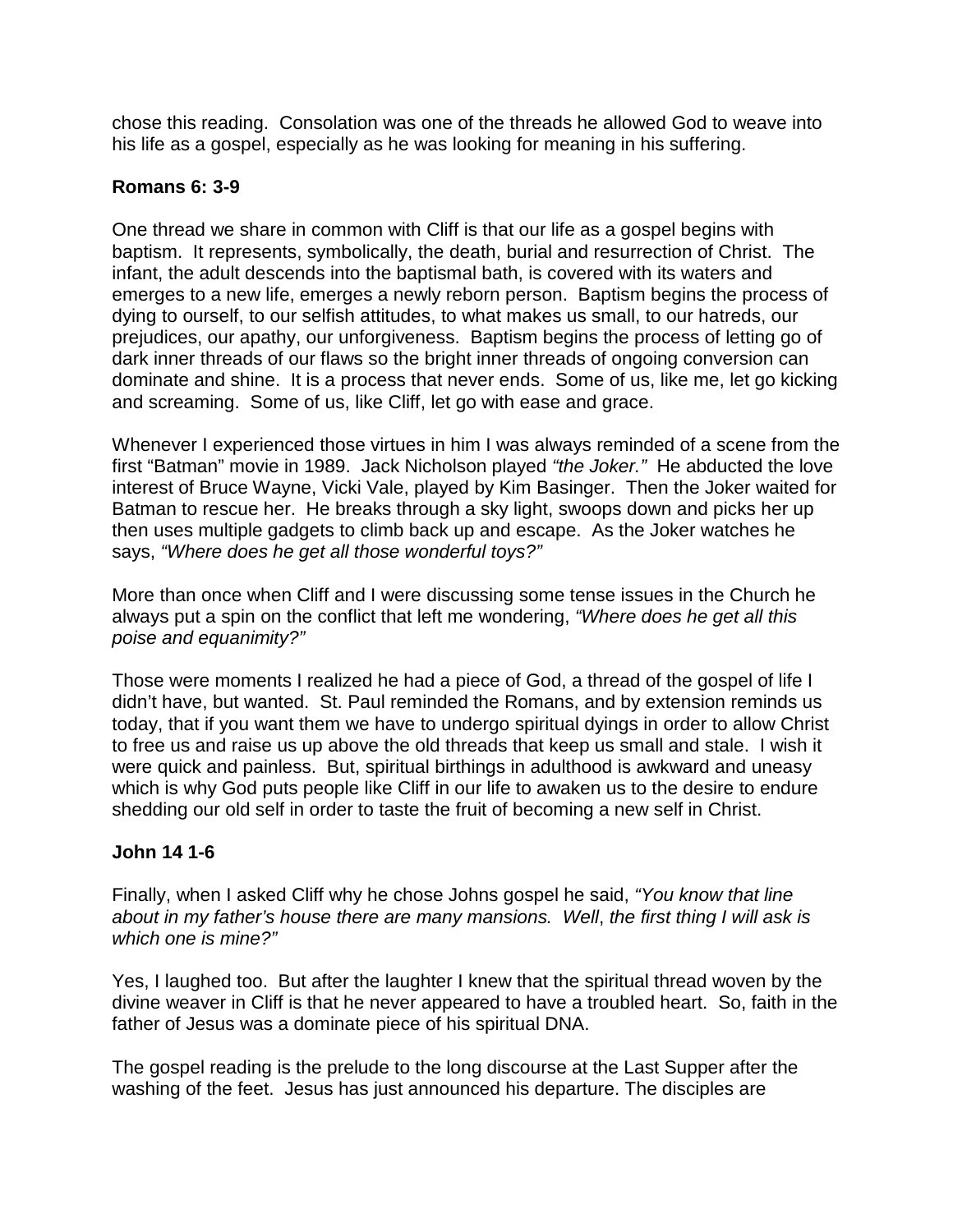chose this reading. Consolation was one of the threads he allowed God to weave into his life as a gospel, especially as he was looking for meaning in his suffering.

**Romans 6: 3-9**

One thread we share in common with Cliff is that our life as a gospel begins with baptism. It represents, symbolically, the death, burial and resurrection of Christ. The infant, the adult descends into the baptismal bath, is covered with its waters and emerges to a new life, emerges a newly reborn person. Baptism begins the process of dying to ourself, to our selfish attitudes, to what makes us small, to our hatreds, our prejudices, our apathy, our unforgiveness. Baptism begins the process of letting go of dark inner threads of our flaws so the bright inner threads of ongoing conversion can dominate and shine. It is a process that never ends. Some of us, like me, let go kicking and screaming. Some of us, like Cliff, let go with ease and grace.

Whenever I experienced those virtues in him I was always reminded of a scene from the first "Batman" movie in 1989. Jack Nicholson played *"the Joker."* He abducted the love interest of Bruce Wayne, Vicki Vale, played by Kim Basinger. Then the Joker waited for Batman to rescue her. He breaks through a sky light, swoops down and picks her up then uses multiple gadgets to climb back up and escape. As the Joker watches he says, *"Where does he get all those wonderful toys?"*

More than once when Cliff and I were discussing some tense issues in the Church he always put a spin on the conflict that left me wondering, *"Where does he get all this poise and equanimity?"*

Those were moments I realized he had a piece of God, a thread of the gospel of life I didn't have, but wanted. St. Paul reminded the Romans, and by extension reminds us today, that if you want them we have to undergo spiritual dyings in order to allow Christ to free us and raise us up above the old threads that keep us small and stale. I wish it were quick and painless. But, spiritual birthings in adulthood is awkward and uneasy which is why God puts people like Cliff in our life to awaken us to the desire to endure shedding our old self in order to taste the fruit of becoming a new self in Christ.

**John 14 1-6**

Finally, when I asked Cliff why he chose Johns gospel he said, *"You know that line about in my father's house there are many mansions. Well, the first thing I will ask is which one is mine?"*

Yes, I laughed too. But after the laughter I knew that the spiritual thread woven by the divine weaver in Cliff is that he never appeared to have a troubled heart. So, faith in the father of Jesus was a dominate piece of his spiritual DNA.

The gospel reading is the prelude to the long discourse at the Last Supper after the washing of the feet. Jesus has just announced his departure. The disciples are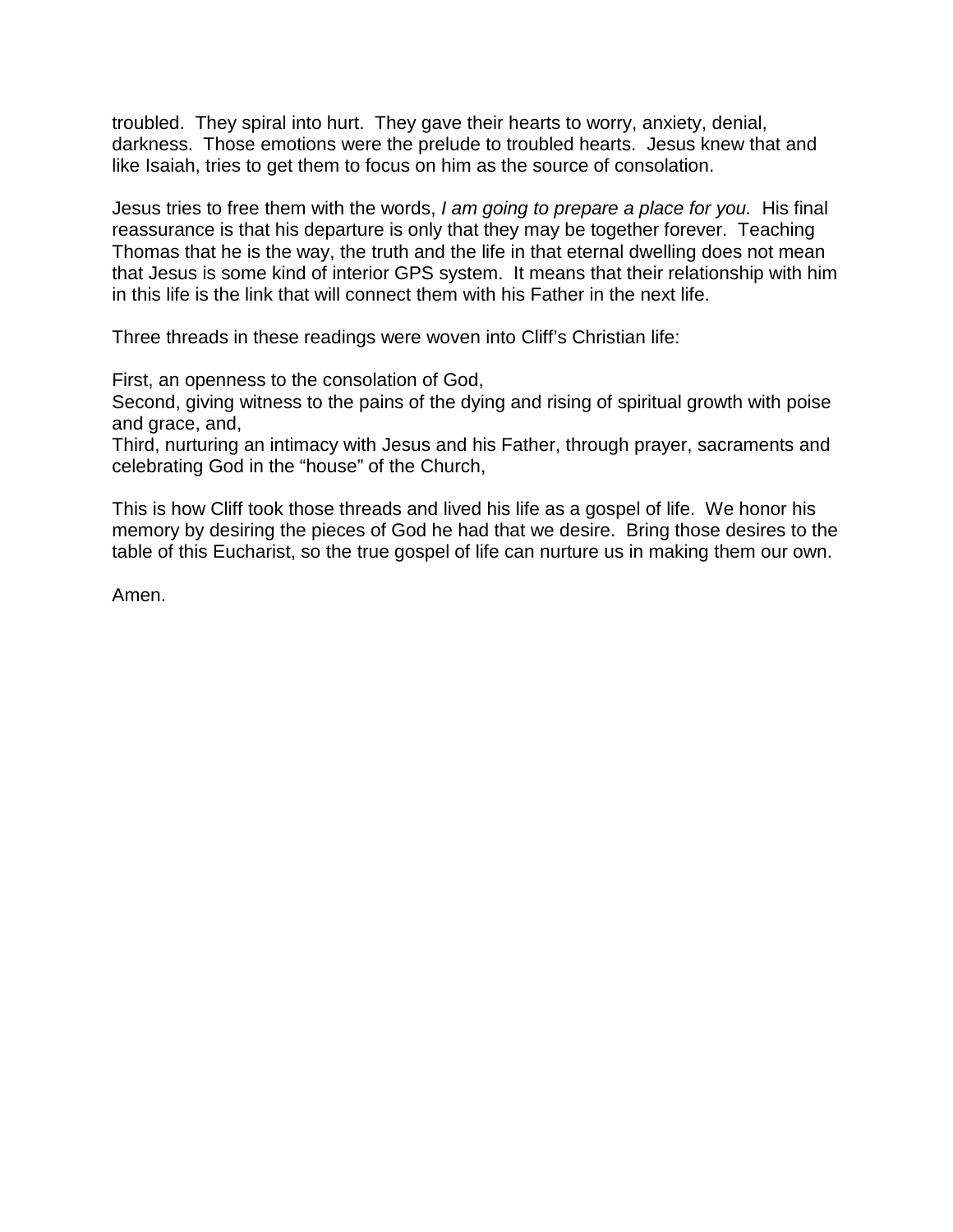troubled. They spiral into hurt. They gave their hearts to worry, anxiety, denial, darkness. Those emotions were the prelude to troubled hearts. Jesus knew that and like Isaiah, tries to get them to focus on him as the source of consolation.

Jesus tries to free them with the words, *I am going to prepare a place for you.* His final reassurance is that his departure is only that they may be together forever. Teaching Thomas that he is the way, the truth and the life in that eternal dwelling does not mean that Jesus is some kind of interior GPS system. It means that their relationship with him in this life is the link that will connect them with his Father in the next life.

Three threads in these readings were woven into Cliff's Christian life:

First, an openness to the consolation of God,
Second, giving witness to the pains of the dying and rising of spiritual growth with poise and grace, and,
Third, nurturing an intimacy with Jesus and his Father, through prayer, sacraments and celebrating God in the "house" of the Church,

This is how Cliff took those threads and lived his life as a gospel of life. We honor his memory by desiring the pieces of God he had that we desire. Bring those desires to the table of this Eucharist, so the true gospel of life can nurture us in making them our own.

Amen.